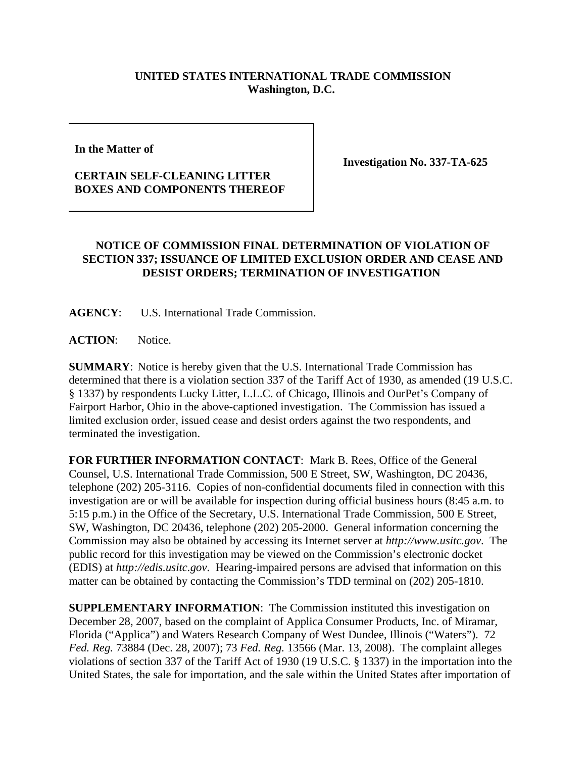**UNITED STATES INTERNATIONAL TRADE COMMISSION**
**Washington, D.C.**

**In the Matter of**

**CERTAIN SELF-CLEANING LITTER BOXES AND COMPONENTS THEREOF**

**Investigation No. 337-TA-625**

**NOTICE OF COMMISSION FINAL DETERMINATION OF VIOLATION OF SECTION 337; ISSUANCE OF LIMITED EXCLUSION ORDER AND CEASE AND DESIST ORDERS; TERMINATION OF INVESTIGATION**

**AGENCY**: U.S. International Trade Commission.

**ACTION**: Notice.

**SUMMARY**: Notice is hereby given that the U.S. International Trade Commission has determined that there is a violation section 337 of the Tariff Act of 1930, as amended (19 U.S.C. § 1337) by respondents Lucky Litter, L.L.C. of Chicago, Illinois and OurPet's Company of Fairport Harbor, Ohio in the above-captioned investigation. The Commission has issued a limited exclusion order, issued cease and desist orders against the two respondents, and terminated the investigation.

**FOR FURTHER INFORMATION CONTACT**: Mark B. Rees, Office of the General Counsel, U.S. International Trade Commission, 500 E Street, SW, Washington, DC 20436, telephone (202) 205-3116. Copies of non-confidential documents filed in connection with this investigation are or will be available for inspection during official business hours (8:45 a.m. to 5:15 p.m.) in the Office of the Secretary, U.S. International Trade Commission, 500 E Street, SW, Washington, DC 20436, telephone (202) 205-2000. General information concerning the Commission may also be obtained by accessing its Internet server at *http://www.usitc.gov*. The public record for this investigation may be viewed on the Commission's electronic docket (EDIS) at *http://edis.usitc.gov*. Hearing-impaired persons are advised that information on this matter can be obtained by contacting the Commission's TDD terminal on (202) 205-1810.

**SUPPLEMENTARY INFORMATION**: The Commission instituted this investigation on December 28, 2007, based on the complaint of Applica Consumer Products, Inc. of Miramar, Florida ("Applica") and Waters Research Company of West Dundee, Illinois ("Waters"). 72 *Fed. Reg.* 73884 (Dec. 28, 2007); 73 *Fed. Reg.* 13566 (Mar. 13, 2008). The complaint alleges violations of section 337 of the Tariff Act of 1930 (19 U.S.C. § 1337) in the importation into the United States, the sale for importation, and the sale within the United States after importation of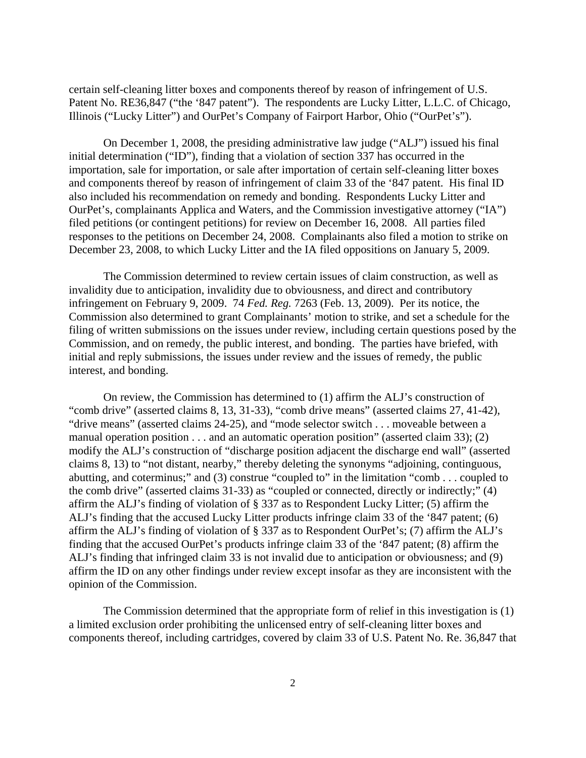certain self-cleaning litter boxes and components thereof by reason of infringement of U.S. Patent No. RE36,847 ("the '847 patent"). The respondents are Lucky Litter, L.L.C. of Chicago, Illinois ("Lucky Litter") and OurPet's Company of Fairport Harbor, Ohio ("OurPet's").

On December 1, 2008, the presiding administrative law judge ("ALJ") issued his final initial determination ("ID"), finding that a violation of section 337 has occurred in the importation, sale for importation, or sale after importation of certain self-cleaning litter boxes and components thereof by reason of infringement of claim 33 of the '847 patent. His final ID also included his recommendation on remedy and bonding. Respondents Lucky Litter and OurPet's, complainants Applica and Waters, and the Commission investigative attorney ("IA") filed petitions (or contingent petitions) for review on December 16, 2008. All parties filed responses to the petitions on December 24, 2008. Complainants also filed a motion to strike on December 23, 2008, to which Lucky Litter and the IA filed oppositions on January 5, 2009.

The Commission determined to review certain issues of claim construction, as well as invalidity due to anticipation, invalidity due to obviousness, and direct and contributory infringement on February 9, 2009. 74 *Fed. Reg.* 7263 (Feb. 13, 2009). Per its notice, the Commission also determined to grant Complainants' motion to strike, and set a schedule for the filing of written submissions on the issues under review, including certain questions posed by the Commission, and on remedy, the public interest, and bonding. The parties have briefed, with initial and reply submissions, the issues under review and the issues of remedy, the public interest, and bonding.

On review, the Commission has determined to (1) affirm the ALJ's construction of "comb drive" (asserted claims 8, 13, 31-33), "comb drive means" (asserted claims 27, 41-42), "drive means" (asserted claims 24-25), and "mode selector switch . . . moveable between a manual operation position . . . and an automatic operation position" (asserted claim 33); (2) modify the ALJ's construction of "discharge position adjacent the discharge end wall" (asserted claims 8, 13) to "not distant, nearby," thereby deleting the synonyms "adjoining, continguous, abutting, and coterminus;" and (3) construe "coupled to" in the limitation "comb . . . coupled to the comb drive" (asserted claims 31-33) as "coupled or connected, directly or indirectly;" (4) affirm the ALJ's finding of violation of § 337 as to Respondent Lucky Litter; (5) affirm the ALJ's finding that the accused Lucky Litter products infringe claim 33 of the '847 patent; (6) affirm the ALJ's finding of violation of § 337 as to Respondent OurPet's; (7) affirm the ALJ's finding that the accused OurPet's products infringe claim 33 of the '847 patent; (8) affirm the ALJ's finding that infringed claim 33 is not invalid due to anticipation or obviousness; and (9) affirm the ID on any other findings under review except insofar as they are inconsistent with the opinion of the Commission.

The Commission determined that the appropriate form of relief in this investigation is (1) a limited exclusion order prohibiting the unlicensed entry of self-cleaning litter boxes and components thereof, including cartridges, covered by claim 33 of U.S. Patent No. Re. 36,847 that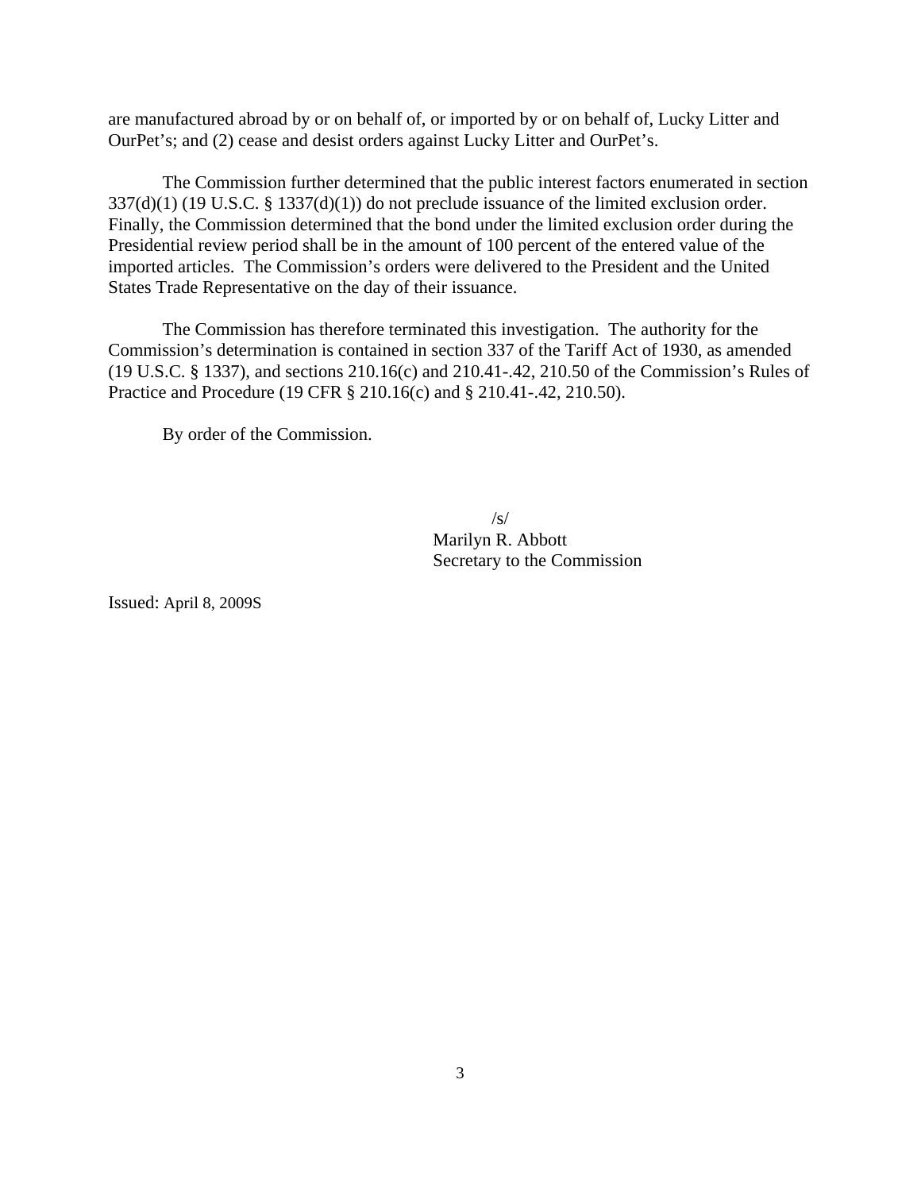are manufactured abroad by or on behalf of, or imported by or on behalf of, Lucky Litter and OurPet's; and (2) cease and desist orders against Lucky Litter and OurPet's.

The Commission further determined that the public interest factors enumerated in section 337(d)(1) (19 U.S.C. § 1337(d)(1)) do not preclude issuance of the limited exclusion order. Finally, the Commission determined that the bond under the limited exclusion order during the Presidential review period shall be in the amount of 100 percent of the entered value of the imported articles. The Commission's orders were delivered to the President and the United States Trade Representative on the day of their issuance.

The Commission has therefore terminated this investigation. The authority for the Commission's determination is contained in section 337 of the Tariff Act of 1930, as amended (19 U.S.C. § 1337), and sections 210.16(c) and 210.41-.42, 210.50 of the Commission's Rules of Practice and Procedure (19 CFR § 210.16(c) and § 210.41-.42, 210.50).

By order of the Commission.

/s/
Marilyn R. Abbott
Secretary to the Commission

Issued: April 8, 2009S